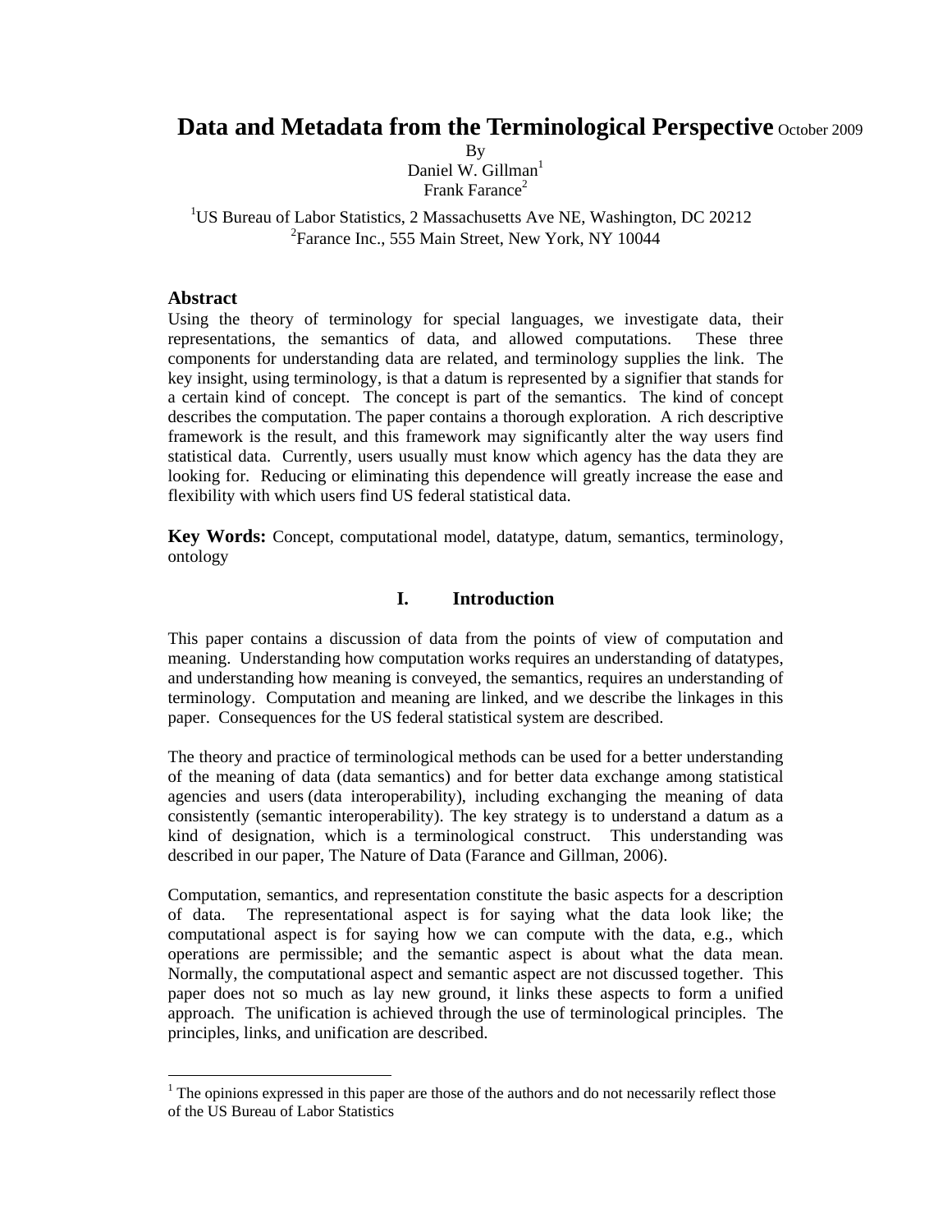# Data and Metadata from the Terminological Perspective October 2009

By
Daniel W. Gillman[1]
Frank Farance[2]

[1]US Bureau of Labor Statistics, 2 Massachusetts Ave NE, Washington, DC 20212
[2]Farance Inc., 555 Main Street, New York, NY 10044

## Abstract

Using the theory of terminology for special languages, we investigate data, their representations, the semantics of data, and allowed computations. These three components for understanding data are related, and terminology supplies the link. The key insight, using terminology, is that a datum is represented by a signifier that stands for a certain kind of concept. The concept is part of the semantics. The kind of concept describes the computation. The paper contains a thorough exploration. A rich descriptive framework is the result, and this framework may significantly alter the way users find statistical data. Currently, users usually must know which agency has the data they are looking for. Reducing or eliminating this dependence will greatly increase the ease and flexibility with which users find US federal statistical data.

**Key Words:** Concept, computational model, datatype, datum, semantics, terminology, ontology

## I. Introduction

This paper contains a discussion of data from the points of view of computation and meaning. Understanding how computation works requires an understanding of datatypes, and understanding how meaning is conveyed, the semantics, requires an understanding of terminology. Computation and meaning are linked, and we describe the linkages in this paper. Consequences for the US federal statistical system are described.

The theory and practice of terminological methods can be used for a better understanding of the meaning of data (data semantics) and for better data exchange among statistical agencies and users (data interoperability), including exchanging the meaning of data consistently (semantic interoperability). The key strategy is to understand a datum as a kind of designation, which is a terminological construct. This understanding was described in our paper, The Nature of Data (Farance and Gillman, 2006).

Computation, semantics, and representation constitute the basic aspects for a description of data. The representational aspect is for saying what the data look like; the computational aspect is for saying how we can compute with the data, e.g., which operations are permissible; and the semantic aspect is about what the data mean. Normally, the computational aspect and semantic aspect are not discussed together. This paper does not so much as lay new ground, it links these aspects to form a unified approach. The unification is achieved through the use of terminological principles. The principles, links, and unification are described.

---

[1] The opinions expressed in this paper are those of the authors and do not necessarily reflect those of the US Bureau of Labor Statistics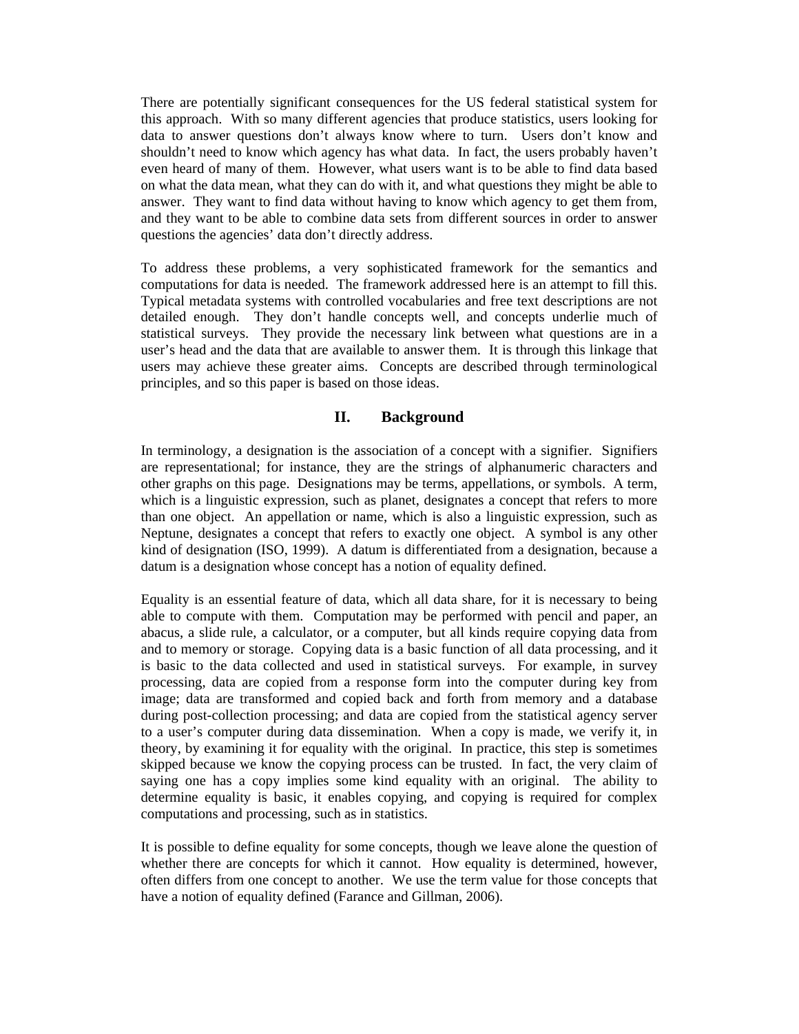There are potentially significant consequences for the US federal statistical system for this approach. With so many different agencies that produce statistics, users looking for data to answer questions don't always know where to turn. Users don't know and shouldn't need to know which agency has what data. In fact, the users probably haven't even heard of many of them. However, what users want is to be able to find data based on what the data mean, what they can do with it, and what questions they might be able to answer. They want to find data without having to know which agency to get them from, and they want to be able to combine data sets from different sources in order to answer questions the agencies' data don't directly address.

To address these problems, a very sophisticated framework for the semantics and computations for data is needed. The framework addressed here is an attempt to fill this. Typical metadata systems with controlled vocabularies and free text descriptions are not detailed enough. They don't handle concepts well, and concepts underlie much of statistical surveys. They provide the necessary link between what questions are in a user's head and the data that are available to answer them. It is through this linkage that users may achieve these greater aims. Concepts are described through terminological principles, and so this paper is based on those ideas.

## II. Background

In terminology, a designation is the association of a concept with a signifier. Signifiers are representational; for instance, they are the strings of alphanumeric characters and other graphs on this page. Designations may be terms, appellations, or symbols. A term, which is a linguistic expression, such as planet, designates a concept that refers to more than one object. An appellation or name, which is also a linguistic expression, such as Neptune, designates a concept that refers to exactly one object. A symbol is any other kind of designation (ISO, 1999). A datum is differentiated from a designation, because a datum is a designation whose concept has a notion of equality defined.

Equality is an essential feature of data, which all data share, for it is necessary to being able to compute with them. Computation may be performed with pencil and paper, an abacus, a slide rule, a calculator, or a computer, but all kinds require copying data from and to memory or storage. Copying data is a basic function of all data processing, and it is basic to the data collected and used in statistical surveys. For example, in survey processing, data are copied from a response form into the computer during key from image; data are transformed and copied back and forth from memory and a database during post-collection processing; and data are copied from the statistical agency server to a user's computer during data dissemination. When a copy is made, we verify it, in theory, by examining it for equality with the original. In practice, this step is sometimes skipped because we know the copying process can be trusted. In fact, the very claim of saying one has a copy implies some kind equality with an original. The ability to determine equality is basic, it enables copying, and copying is required for complex computations and processing, such as in statistics.

It is possible to define equality for some concepts, though we leave alone the question of whether there are concepts for which it cannot. How equality is determined, however, often differs from one concept to another. We use the term value for those concepts that have a notion of equality defined (Farance and Gillman, 2006).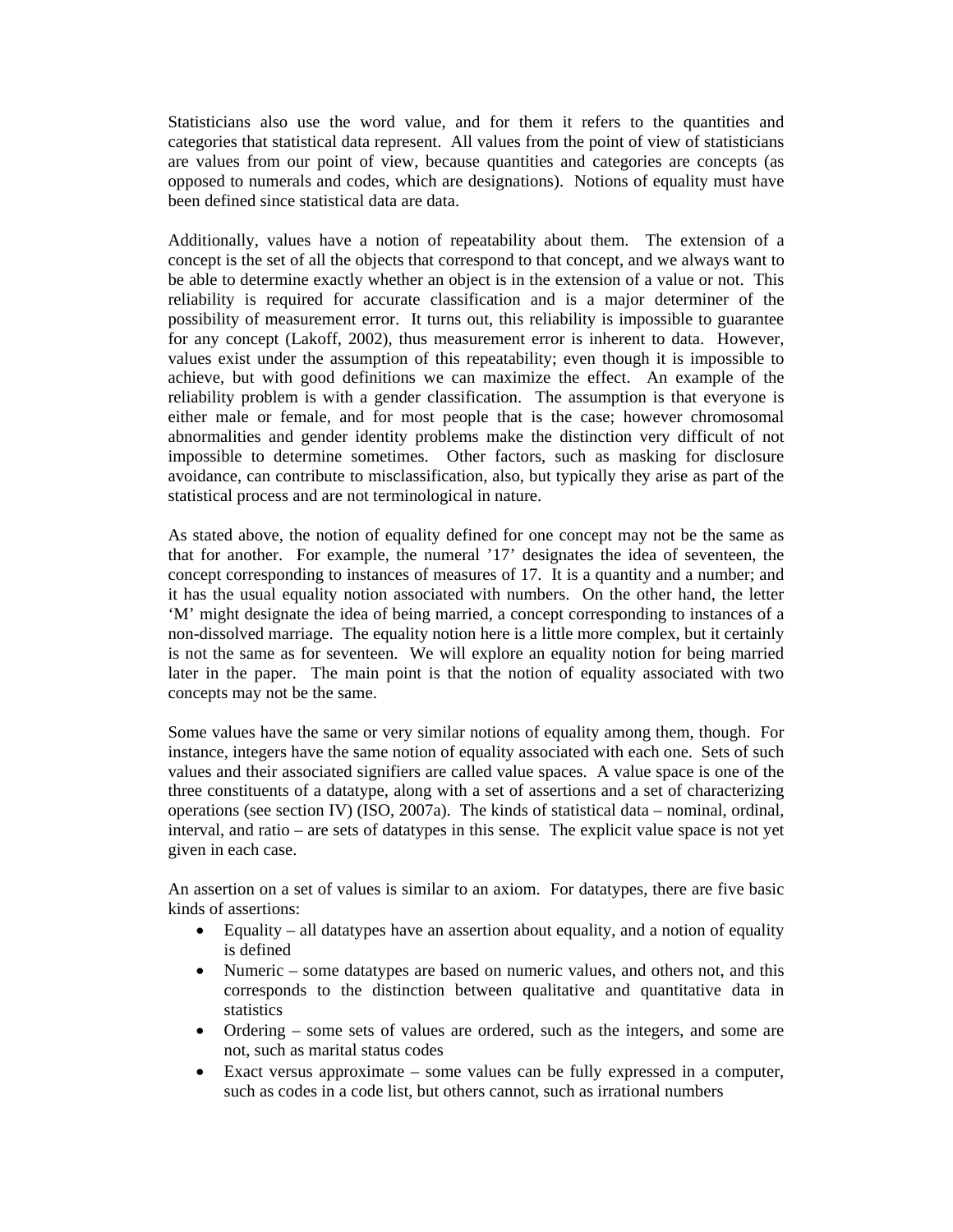Statisticians also use the word value, and for them it refers to the quantities and categories that statistical data represent. All values from the point of view of statisticians are values from our point of view, because quantities and categories are concepts (as opposed to numerals and codes, which are designations). Notions of equality must have been defined since statistical data are data.

Additionally, values have a notion of repeatability about them. The extension of a concept is the set of all the objects that correspond to that concept, and we always want to be able to determine exactly whether an object is in the extension of a value or not. This reliability is required for accurate classification and is a major determiner of the possibility of measurement error. It turns out, this reliability is impossible to guarantee for any concept (Lakoff, 2002), thus measurement error is inherent to data. However, values exist under the assumption of this repeatability; even though it is impossible to achieve, but with good definitions we can maximize the effect. An example of the reliability problem is with a gender classification. The assumption is that everyone is either male or female, and for most people that is the case; however chromosomal abnormalities and gender identity problems make the distinction very difficult of not impossible to determine sometimes. Other factors, such as masking for disclosure avoidance, can contribute to misclassification, also, but typically they arise as part of the statistical process and are not terminological in nature.

As stated above, the notion of equality defined for one concept may not be the same as that for another. For example, the numeral '17' designates the idea of seventeen, the concept corresponding to instances of measures of 17. It is a quantity and a number; and it has the usual equality notion associated with numbers. On the other hand, the letter 'M' might designate the idea of being married, a concept corresponding to instances of a non-dissolved marriage. The equality notion here is a little more complex, but it certainly is not the same as for seventeen. We will explore an equality notion for being married later in the paper. The main point is that the notion of equality associated with two concepts may not be the same.

Some values have the same or very similar notions of equality among them, though. For instance, integers have the same notion of equality associated with each one. Sets of such values and their associated signifiers are called value spaces. A value space is one of the three constituents of a datatype, along with a set of assertions and a set of characterizing operations (see section IV) (ISO, 2007a). The kinds of statistical data – nominal, ordinal, interval, and ratio – are sets of datatypes in this sense. The explicit value space is not yet given in each case.

An assertion on a set of values is similar to an axiom. For datatypes, there are five basic kinds of assertions:

- Equality – all datatypes have an assertion about equality, and a notion of equality is defined
- Numeric – some datatypes are based on numeric values, and others not, and this corresponds to the distinction between qualitative and quantitative data in statistics
- Ordering – some sets of values are ordered, such as the integers, and some are not, such as marital status codes
- Exact versus approximate – some values can be fully expressed in a computer, such as codes in a code list, but others cannot, such as irrational numbers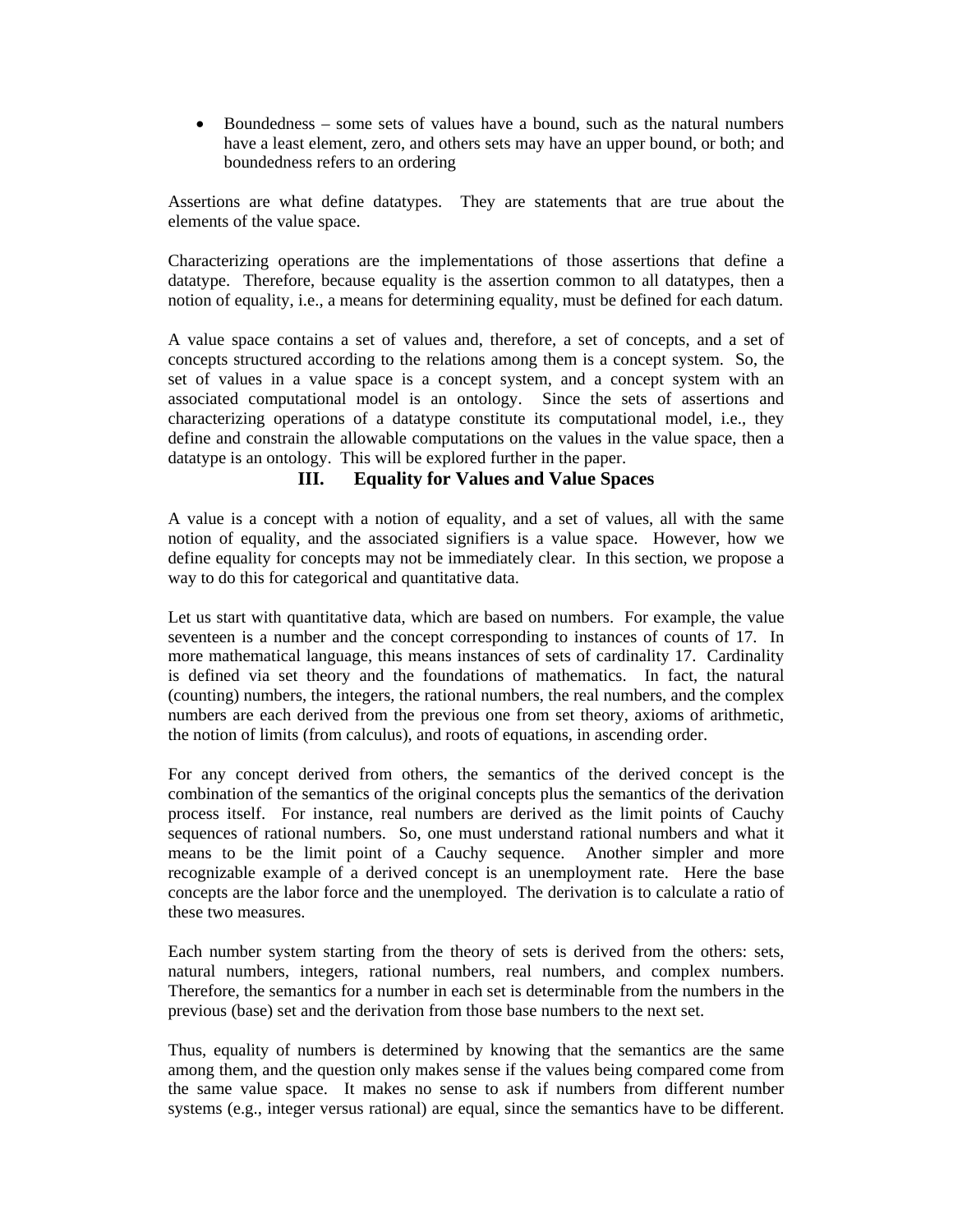- Boundedness – some sets of values have a bound, such as the natural numbers have a least element, zero, and others sets may have an upper bound, or both; and boundedness refers to an ordering

Assertions are what define datatypes. They are statements that are true about the elements of the value space.

Characterizing operations are the implementations of those assertions that define a datatype. Therefore, because equality is the assertion common to all datatypes, then a notion of equality, i.e., a means for determining equality, must be defined for each datum.

A value space contains a set of values and, therefore, a set of concepts, and a set of concepts structured according to the relations among them is a concept system. So, the set of values in a value space is a concept system, and a concept system with an associated computational model is an ontology. Since the sets of assertions and characterizing operations of a datatype constitute its computational model, i.e., they define and constrain the allowable computations on the values in the value space, then a datatype is an ontology. This will be explored further in the paper.

## III. Equality for Values and Value Spaces

A value is a concept with a notion of equality, and a set of values, all with the same notion of equality, and the associated signifiers is a value space. However, how we define equality for concepts may not be immediately clear. In this section, we propose a way to do this for categorical and quantitative data.

Let us start with quantitative data, which are based on numbers. For example, the value seventeen is a number and the concept corresponding to instances of counts of 17. In more mathematical language, this means instances of sets of cardinality 17. Cardinality is defined via set theory and the foundations of mathematics. In fact, the natural (counting) numbers, the integers, the rational numbers, the real numbers, and the complex numbers are each derived from the previous one from set theory, axioms of arithmetic, the notion of limits (from calculus), and roots of equations, in ascending order.

For any concept derived from others, the semantics of the derived concept is the combination of the semantics of the original concepts plus the semantics of the derivation process itself. For instance, real numbers are derived as the limit points of Cauchy sequences of rational numbers. So, one must understand rational numbers and what it means to be the limit point of a Cauchy sequence. Another simpler and more recognizable example of a derived concept is an unemployment rate. Here the base concepts are the labor force and the unemployed. The derivation is to calculate a ratio of these two measures.

Each number system starting from the theory of sets is derived from the others: sets, natural numbers, integers, rational numbers, real numbers, and complex numbers. Therefore, the semantics for a number in each set is determinable from the numbers in the previous (base) set and the derivation from those base numbers to the next set.

Thus, equality of numbers is determined by knowing that the semantics are the same among them, and the question only makes sense if the values being compared come from the same value space. It makes no sense to ask if numbers from different number systems (e.g., integer versus rational) are equal, since the semantics have to be different.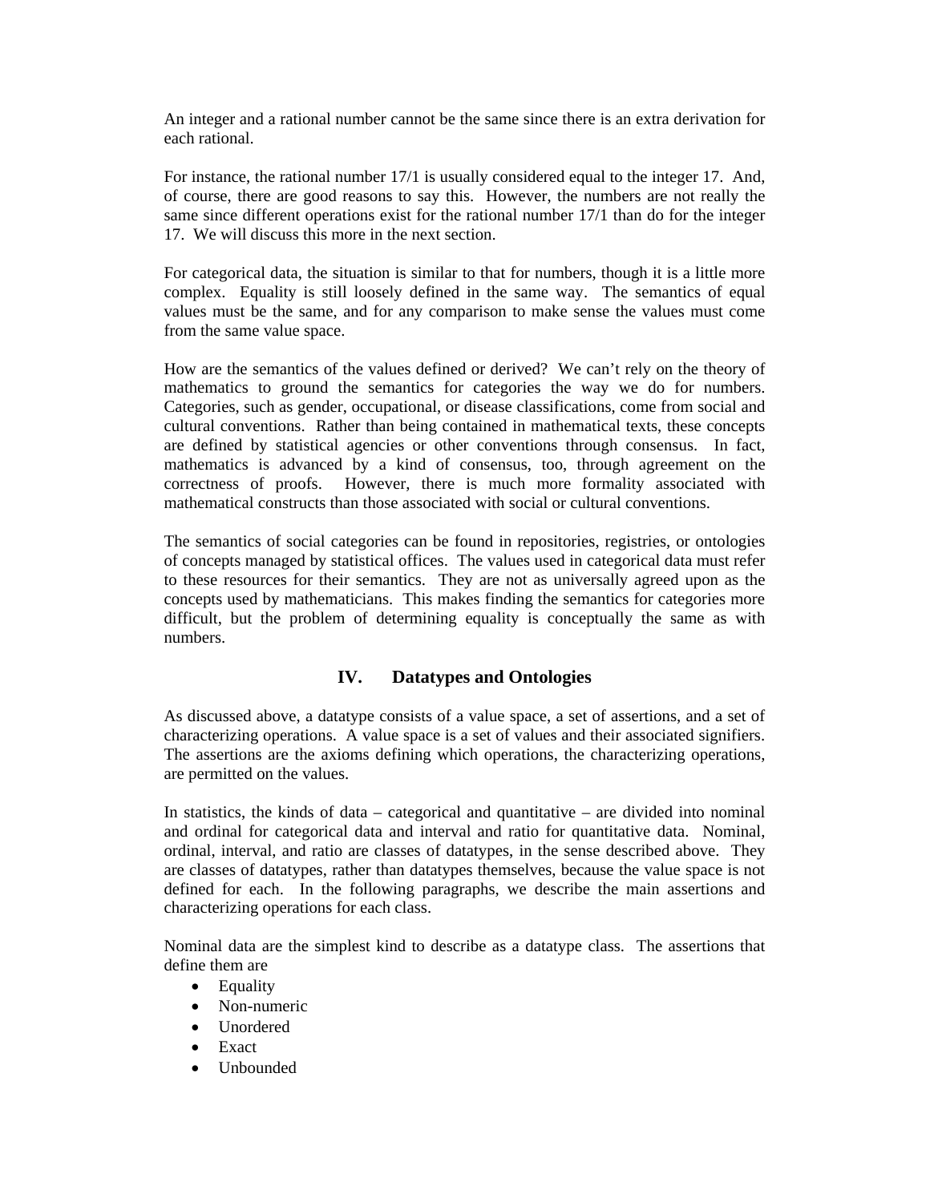An integer and a rational number cannot be the same since there is an extra derivation for each rational.

For instance, the rational number 17/1 is usually considered equal to the integer 17. And, of course, there are good reasons to say this. However, the numbers are not really the same since different operations exist for the rational number 17/1 than do for the integer 17. We will discuss this more in the next section.

For categorical data, the situation is similar to that for numbers, though it is a little more complex. Equality is still loosely defined in the same way. The semantics of equal values must be the same, and for any comparison to make sense the values must come from the same value space.

How are the semantics of the values defined or derived? We can't rely on the theory of mathematics to ground the semantics for categories the way we do for numbers. Categories, such as gender, occupational, or disease classifications, come from social and cultural conventions. Rather than being contained in mathematical texts, these concepts are defined by statistical agencies or other conventions through consensus. In fact, mathematics is advanced by a kind of consensus, too, through agreement on the correctness of proofs. However, there is much more formality associated with mathematical constructs than those associated with social or cultural conventions.

The semantics of social categories can be found in repositories, registries, or ontologies of concepts managed by statistical offices. The values used in categorical data must refer to these resources for their semantics. They are not as universally agreed upon as the concepts used by mathematicians. This makes finding the semantics for categories more difficult, but the problem of determining equality is conceptually the same as with numbers.

## IV. Datatypes and Ontologies

As discussed above, a datatype consists of a value space, a set of assertions, and a set of characterizing operations. A value space is a set of values and their associated signifiers. The assertions are the axioms defining which operations, the characterizing operations, are permitted on the values.

In statistics, the kinds of data – categorical and quantitative – are divided into nominal and ordinal for categorical data and interval and ratio for quantitative data. Nominal, ordinal, interval, and ratio are classes of datatypes, in the sense described above. They are classes of datatypes, rather than datatypes themselves, because the value space is not defined for each. In the following paragraphs, we describe the main assertions and characterizing operations for each class.

Nominal data are the simplest kind to describe as a datatype class. The assertions that define them are

- Equality
- Non-numeric
- Unordered
- Exact
- Unbounded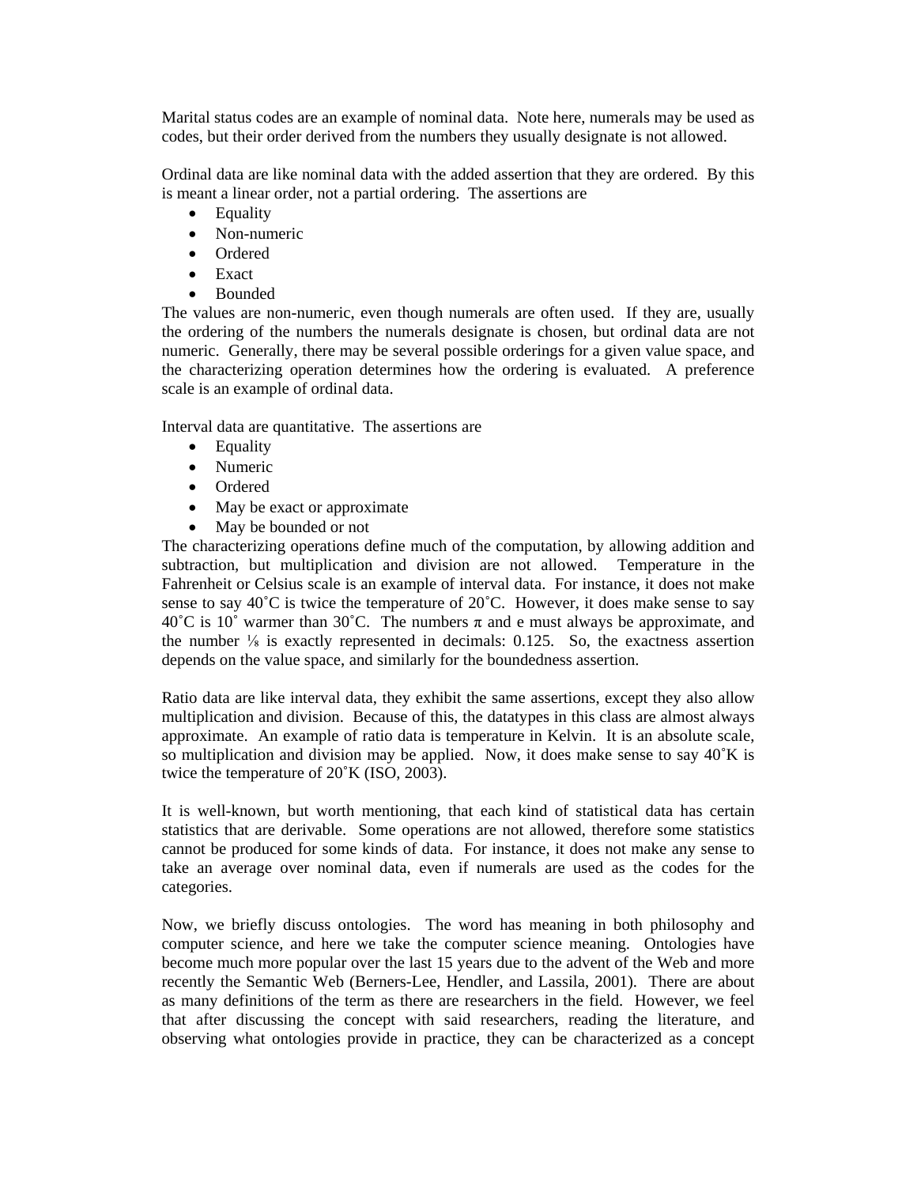Marital status codes are an example of nominal data. Note here, numerals may be used as codes, but their order derived from the numbers they usually designate is not allowed.

Ordinal data are like nominal data with the added assertion that they are ordered. By this is meant a linear order, not a partial ordering. The assertions are

- Equality
- Non-numeric
- Ordered
- Exact
- Bounded

The values are non-numeric, even though numerals are often used. If they are, usually the ordering of the numbers the numerals designate is chosen, but ordinal data are not numeric. Generally, there may be several possible orderings for a given value space, and the characterizing operation determines how the ordering is evaluated. A preference scale is an example of ordinal data.

Interval data are quantitative. The assertions are

- Equality
- Numeric
- Ordered
- May be exact or approximate
- May be bounded or not

The characterizing operations define much of the computation, by allowing addition and subtraction, but multiplication and division are not allowed. Temperature in the Fahrenheit or Celsius scale is an example of interval data. For instance, it does not make sense to say 40˚C is twice the temperature of 20˚C. However, it does make sense to say 40˚C is 10˚ warmer than 30˚C. The numbers π and e must always be approximate, and the number ⅛ is exactly represented in decimals: 0.125. So, the exactness assertion depends on the value space, and similarly for the boundedness assertion.

Ratio data are like interval data, they exhibit the same assertions, except they also allow multiplication and division. Because of this, the datatypes in this class are almost always approximate. An example of ratio data is temperature in Kelvin. It is an absolute scale, so multiplication and division may be applied. Now, it does make sense to say 40˚K is twice the temperature of 20˚K (ISO, 2003).

It is well-known, but worth mentioning, that each kind of statistical data has certain statistics that are derivable. Some operations are not allowed, therefore some statistics cannot be produced for some kinds of data. For instance, it does not make any sense to take an average over nominal data, even if numerals are used as the codes for the categories.

Now, we briefly discuss ontologies. The word has meaning in both philosophy and computer science, and here we take the computer science meaning. Ontologies have become much more popular over the last 15 years due to the advent of the Web and more recently the Semantic Web (Berners-Lee, Hendler, and Lassila, 2001). There are about as many definitions of the term as there are researchers in the field. However, we feel that after discussing the concept with said researchers, reading the literature, and observing what ontologies provide in practice, they can be characterized as a concept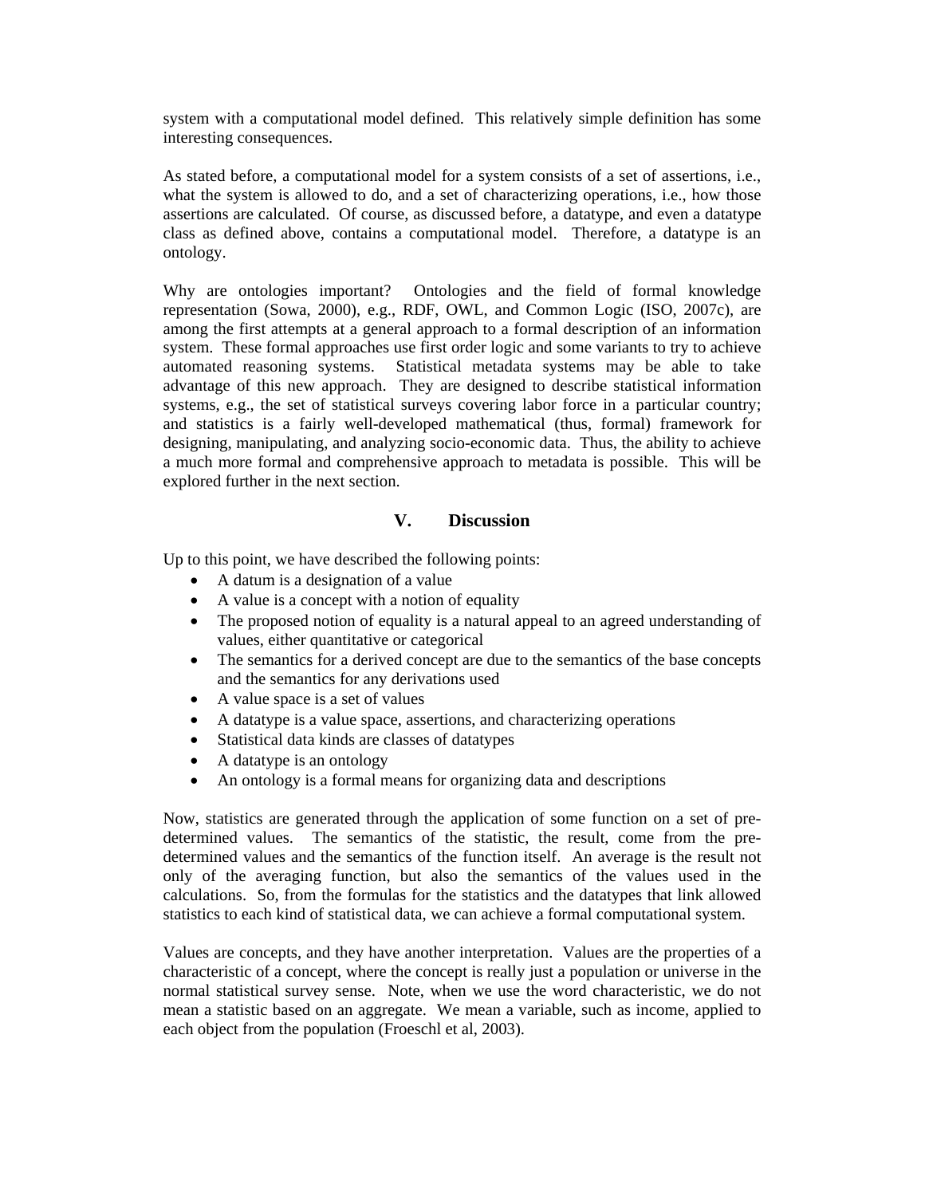system with a computational model defined. This relatively simple definition has some interesting consequences.

As stated before, a computational model for a system consists of a set of assertions, i.e., what the system is allowed to do, and a set of characterizing operations, i.e., how those assertions are calculated. Of course, as discussed before, a datatype, and even a datatype class as defined above, contains a computational model. Therefore, a datatype is an ontology.

Why are ontologies important? Ontologies and the field of formal knowledge representation (Sowa, 2000), e.g., RDF, OWL, and Common Logic (ISO, 2007c), are among the first attempts at a general approach to a formal description of an information system. These formal approaches use first order logic and some variants to try to achieve automated reasoning systems. Statistical metadata systems may be able to take advantage of this new approach. They are designed to describe statistical information systems, e.g., the set of statistical surveys covering labor force in a particular country; and statistics is a fairly well-developed mathematical (thus, formal) framework for designing, manipulating, and analyzing socio-economic data. Thus, the ability to achieve a much more formal and comprehensive approach to metadata is possible. This will be explored further in the next section.

## V. Discussion

Up to this point, we have described the following points:

- A datum is a designation of a value
- A value is a concept with a notion of equality
- The proposed notion of equality is a natural appeal to an agreed understanding of values, either quantitative or categorical
- The semantics for a derived concept are due to the semantics of the base concepts and the semantics for any derivations used
- A value space is a set of values
- A datatype is a value space, assertions, and characterizing operations
- Statistical data kinds are classes of datatypes
- A datatype is an ontology
- An ontology is a formal means for organizing data and descriptions

Now, statistics are generated through the application of some function on a set of pre-determined values. The semantics of the statistic, the result, come from the pre-determined values and the semantics of the function itself. An average is the result not only of the averaging function, but also the semantics of the values used in the calculations. So, from the formulas for the statistics and the datatypes that link allowed statistics to each kind of statistical data, we can achieve a formal computational system.

Values are concepts, and they have another interpretation. Values are the properties of a characteristic of a concept, where the concept is really just a population or universe in the normal statistical survey sense. Note, when we use the word characteristic, we do not mean a statistic based on an aggregate. We mean a variable, such as income, applied to each object from the population (Froeschl et al, 2003).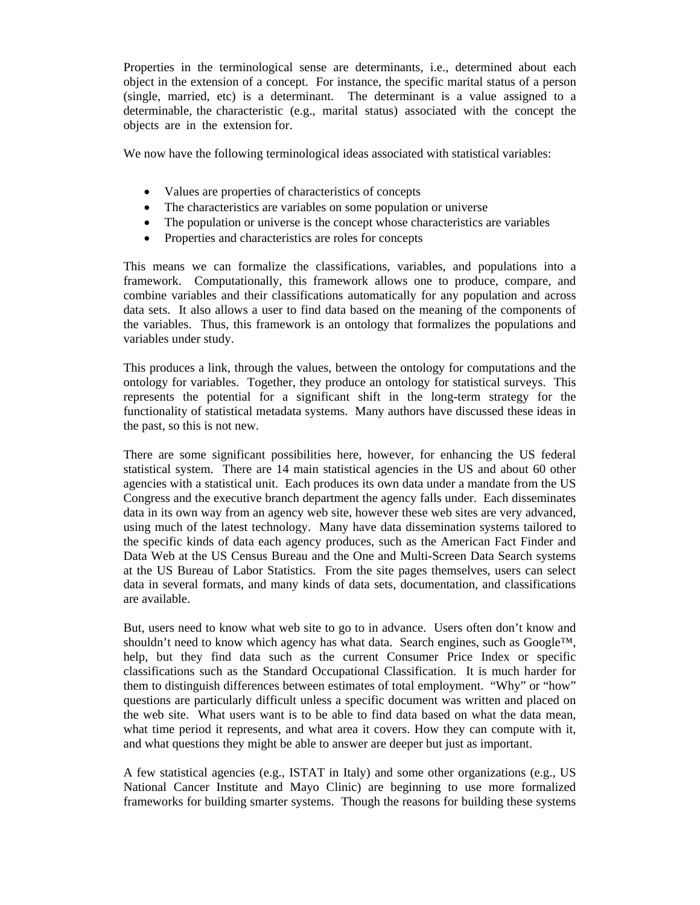Properties in the terminological sense are determinants, i.e., determined about each object in the extension of a concept. For instance, the specific marital status of a person (single, married, etc) is a determinant. The determinant is a value assigned to a determinable, the characteristic (e.g., marital status) associated with the concept the objects are in the extension for.

We now have the following terminological ideas associated with statistical variables:

- Values are properties of characteristics of concepts
- The characteristics are variables on some population or universe
- The population or universe is the concept whose characteristics are variables
- Properties and characteristics are roles for concepts

This means we can formalize the classifications, variables, and populations into a framework. Computationally, this framework allows one to produce, compare, and combine variables and their classifications automatically for any population and across data sets. It also allows a user to find data based on the meaning of the components of the variables. Thus, this framework is an ontology that formalizes the populations and variables under study.

This produces a link, through the values, between the ontology for computations and the ontology for variables. Together, they produce an ontology for statistical surveys. This represents the potential for a significant shift in the long-term strategy for the functionality of statistical metadata systems. Many authors have discussed these ideas in the past, so this is not new.

There are some significant possibilities here, however, for enhancing the US federal statistical system. There are 14 main statistical agencies in the US and about 60 other agencies with a statistical unit. Each produces its own data under a mandate from the US Congress and the executive branch department the agency falls under. Each disseminates data in its own way from an agency web site, however these web sites are very advanced, using much of the latest technology. Many have data dissemination systems tailored to the specific kinds of data each agency produces, such as the American Fact Finder and Data Web at the US Census Bureau and the One and Multi-Screen Data Search systems at the US Bureau of Labor Statistics. From the site pages themselves, users can select data in several formats, and many kinds of data sets, documentation, and classifications are available.

But, users need to know what web site to go to in advance. Users often don't know and shouldn't need to know which agency has what data. Search engines, such as Google™, help, but they find data such as the current Consumer Price Index or specific classifications such as the Standard Occupational Classification. It is much harder for them to distinguish differences between estimates of total employment. "Why" or "how" questions are particularly difficult unless a specific document was written and placed on the web site. What users want is to be able to find data based on what the data mean, what time period it represents, and what area it covers. How they can compute with it, and what questions they might be able to answer are deeper but just as important.

A few statistical agencies (e.g., ISTAT in Italy) and some other organizations (e.g., US National Cancer Institute and Mayo Clinic) are beginning to use more formalized frameworks for building smarter systems. Though the reasons for building these systems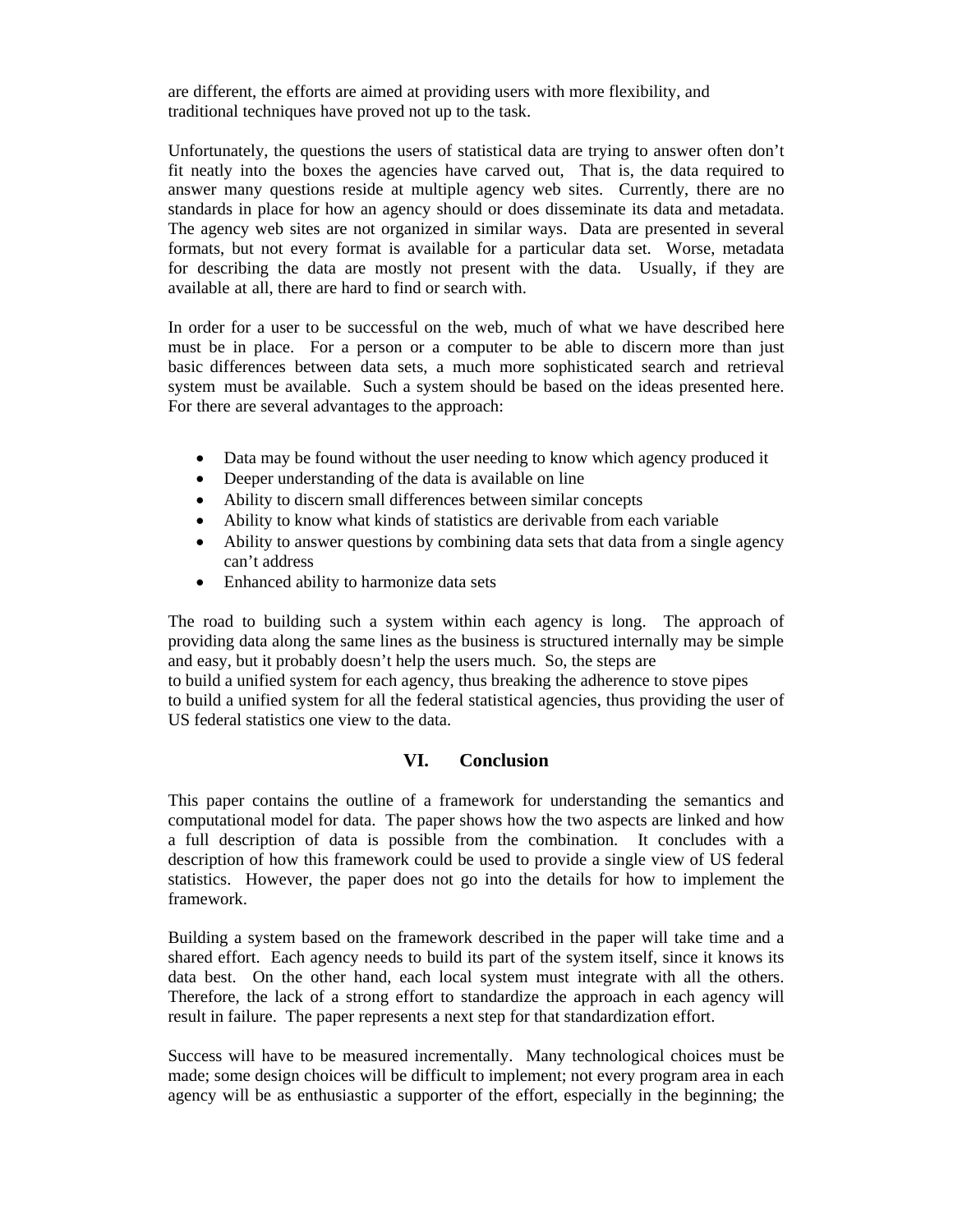are different, the efforts are aimed at providing users with more flexibility, and traditional techniques have proved not up to the task.

Unfortunately, the questions the users of statistical data are trying to answer often don't fit neatly into the boxes the agencies have carved out, That is, the data required to answer many questions reside at multiple agency web sites. Currently, there are no standards in place for how an agency should or does disseminate its data and metadata. The agency web sites are not organized in similar ways. Data are presented in several formats, but not every format is available for a particular data set. Worse, metadata for describing the data are mostly not present with the data. Usually, if they are available at all, there are hard to find or search with.

In order for a user to be successful on the web, much of what we have described here must be in place. For a person or a computer to be able to discern more than just basic differences between data sets, a much more sophisticated search and retrieval system must be available. Such a system should be based on the ideas presented here. For there are several advantages to the approach:

- Data may be found without the user needing to know which agency produced it
- Deeper understanding of the data is available on line
- Ability to discern small differences between similar concepts
- Ability to know what kinds of statistics are derivable from each variable
- Ability to answer questions by combining data sets that data from a single agency can't address
- Enhanced ability to harmonize data sets

The road to building such a system within each agency is long. The approach of providing data along the same lines as the business is structured internally may be simple and easy, but it probably doesn't help the users much. So, the steps are
to build a unified system for each agency, thus breaking the adherence to stove pipes
to build a unified system for all the federal statistical agencies, thus providing the user of US federal statistics one view to the data.

## VI. Conclusion

This paper contains the outline of a framework for understanding the semantics and computational model for data. The paper shows how the two aspects are linked and how a full description of data is possible from the combination. It concludes with a description of how this framework could be used to provide a single view of US federal statistics. However, the paper does not go into the details for how to implement the framework.

Building a system based on the framework described in the paper will take time and a shared effort. Each agency needs to build its part of the system itself, since it knows its data best. On the other hand, each local system must integrate with all the others. Therefore, the lack of a strong effort to standardize the approach in each agency will result in failure. The paper represents a next step for that standardization effort.

Success will have to be measured incrementally. Many technological choices must be made; some design choices will be difficult to implement; not every program area in each agency will be as enthusiastic a supporter of the effort, especially in the beginning; the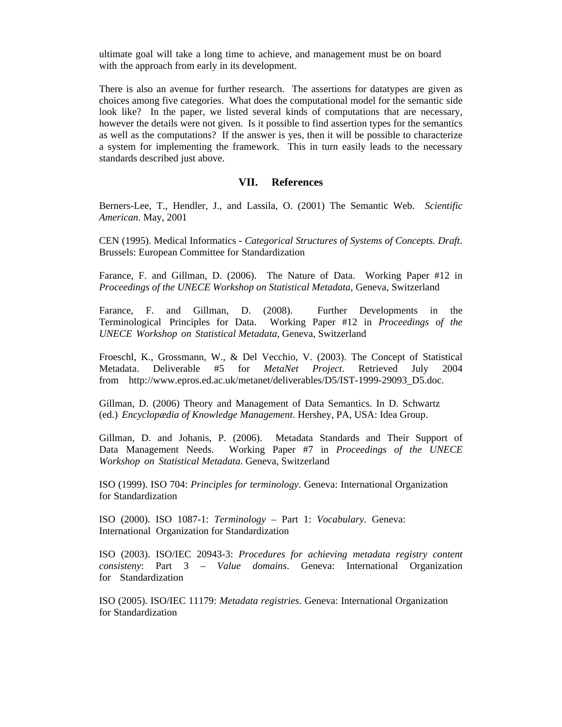ultimate goal will take a long time to achieve, and management must be on board with the approach from early in its development.

There is also an avenue for further research. The assertions for datatypes are given as choices among five categories. What does the computational model for the semantic side look like? In the paper, we listed several kinds of computations that are necessary, however the details were not given. Is it possible to find assertion types for the semantics as well as the computations? If the answer is yes, then it will be possible to characterize a system for implementing the framework. This in turn easily leads to the necessary standards described just above.

## VII. References

Berners-Lee, T., Hendler, J., and Lassila, O. (2001) The Semantic Web. *Scientific American*. May, 2001

CEN (1995). Medical Informatics - *Categorical Structures of Systems of Concepts. Draft*. Brussels: European Committee for Standardization

Farance, F. and Gillman, D. (2006). The Nature of Data. Working Paper #12 in *Proceedings of the UNECE Workshop on Statistical Metadata*, Geneva, Switzerland

Farance, F. and Gillman, D. (2008). Further Developments in the Terminological Principles for Data. Working Paper #12 in *Proceedings of the UNECE Workshop on Statistical Metadata*, Geneva, Switzerland

Froeschl, K., Grossmann, W., & Del Vecchio, V. (2003). The Concept of Statistical Metadata. Deliverable #5 for *MetaNet Project*. Retrieved July 2004 from http://www.epros.ed.ac.uk/metanet/deliverables/D5/IST-1999-29093_D5.doc.

Gillman, D. (2006) Theory and Management of Data Semantics. In D. Schwartz (ed.) *Encyclopædia of Knowledge Management*. Hershey, PA, USA: Idea Group.

Gillman, D. and Johanis, P. (2006). Metadata Standards and Their Support of Data Management Needs. Working Paper #7 in *Proceedings of the UNECE Workshop on Statistical Metadata*. Geneva, Switzerland

ISO (1999). ISO 704: *Principles for terminology*. Geneva: International Organization for Standardization

ISO (2000). ISO 1087-1: *Terminology* – Part 1: *Vocabulary*. Geneva: International Organization for Standardization

ISO (2003). ISO/IEC 20943-3: *Procedures for achieving metadata registry content consisteny*: Part 3 – *Value domains*. Geneva: International Organization for Standardization

ISO (2005). ISO/IEC 11179: *Metadata registries*. Geneva: International Organization for Standardization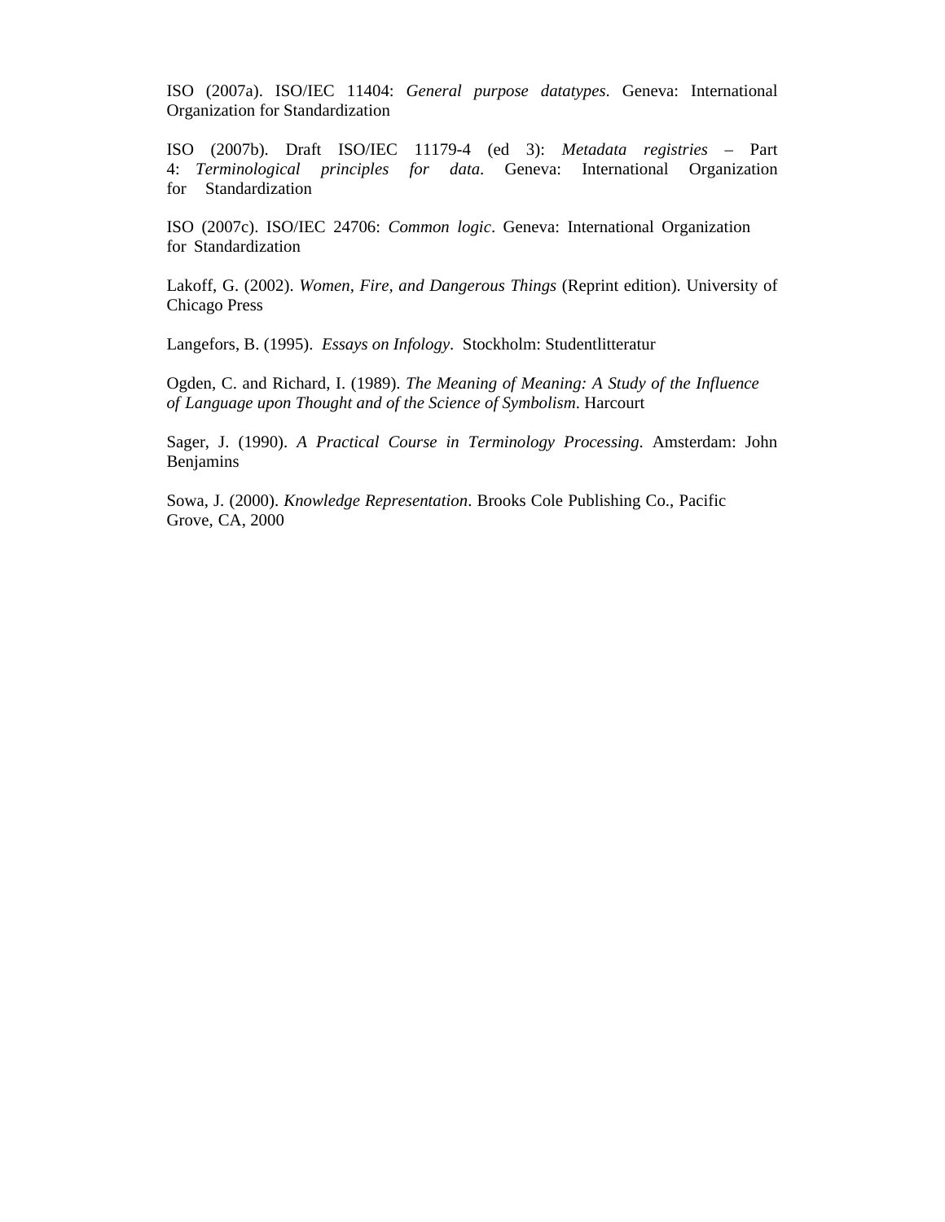ISO (2007a). ISO/IEC 11404: *General purpose datatypes*. Geneva: International Organization for Standardization

ISO (2007b). Draft ISO/IEC 11179-4 (ed 3): *Metadata registries* – Part 4: *Terminological principles for data*. Geneva: International Organization for Standardization

ISO (2007c). ISO/IEC 24706: *Common logic*. Geneva: International Organization for Standardization

Lakoff, G. (2002). *Women, Fire, and Dangerous Things* (Reprint edition). University of Chicago Press

Langefors, B. (1995). *Essays on Infology*. Stockholm: Studentlitteratur

Ogden, C. and Richard, I. (1989). *The Meaning of Meaning: A Study of the Influence of Language upon Thought and of the Science of Symbolism*. Harcourt

Sager, J. (1990). *A Practical Course in Terminology Processing*. Amsterdam: John Benjamins

Sowa, J. (2000). *Knowledge Representation*. Brooks Cole Publishing Co., Pacific Grove, CA, 2000